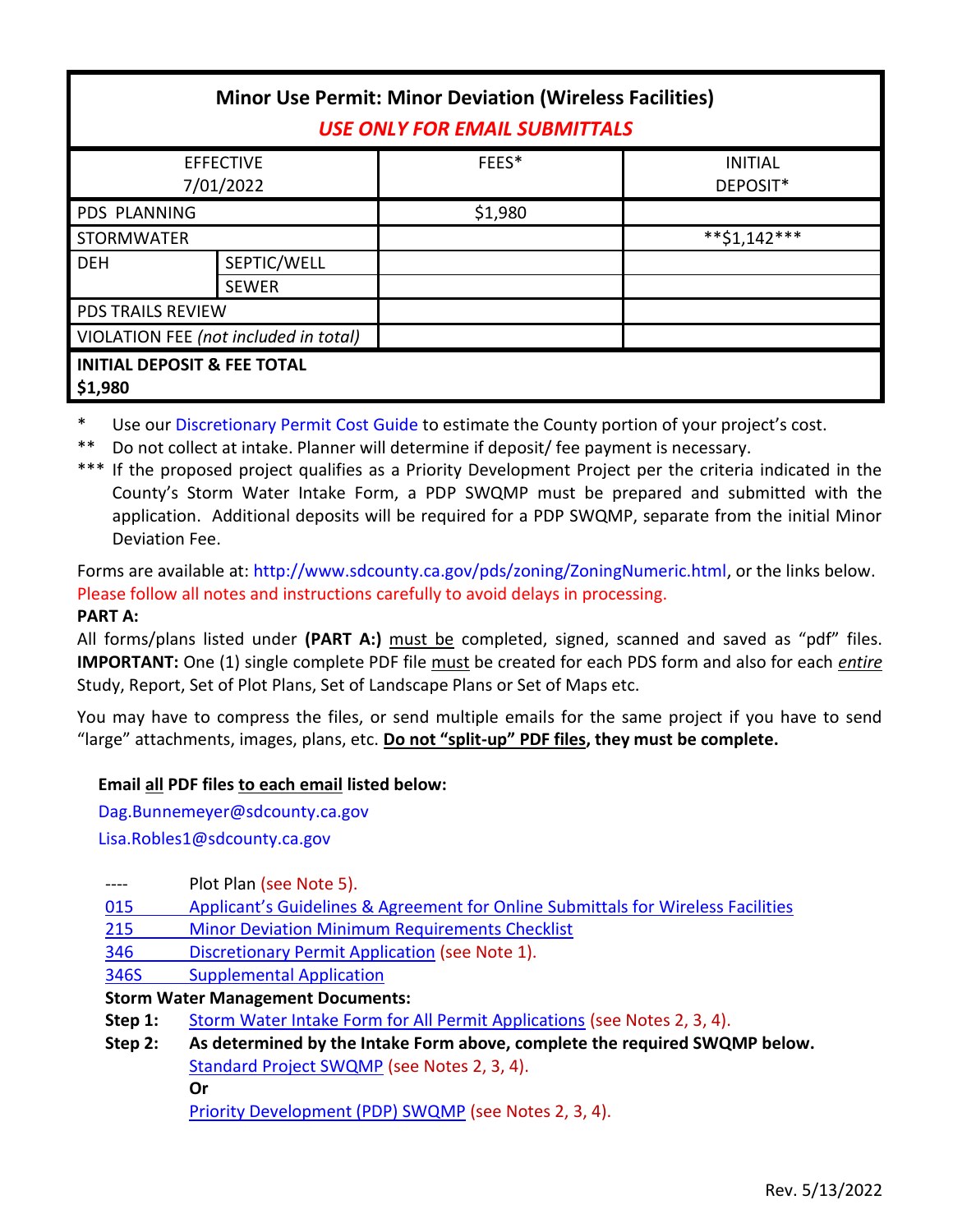# Minor Use Permit: Minor Deviation (Wireless Facilities)

***USE ONLY FOR EMAIL SUBMITTALS***

| EFFECTIVE 7/01/2022 | | FEES* | INITIAL DEPOSIT* |
|---|---|---|---|
| PDS PLANNING | | $1,980 | |
| STORMWATER | | | **$1,142*** |
| DEH | SEPTIC/WELL | | |
| | SEWER | | |
| PDS TRAILS REVIEW | | | |
| VIOLATION FEE *(not included in total)* | | | |
| **INITIAL DEPOSIT & FEE TOTAL $1,980** | | | |

\* Use our Discretionary Permit Cost Guide to estimate the County portion of your project's cost.

\*\* Do not collect at intake. Planner will determine if deposit/ fee payment is necessary.

\*\*\* If the proposed project qualifies as a Priority Development Project per the criteria indicated in the County's Storm Water Intake Form, a PDP SWQMP must be prepared and submitted with the application. Additional deposits will be required for a PDP SWQMP, separate from the initial Minor Deviation Fee.

Forms are available at: http://www.sdcounty.ca.gov/pds/zoning/ZoningNumeric.html, or the links below.
Please follow all notes and instructions carefully to avoid delays in processing.

**PART A:**

All forms/plans listed under **(PART A:)** must be completed, signed, scanned and saved as "pdf" files. **IMPORTANT:** One (1) single complete PDF file must be created for each PDS form and also for each *entire* Study, Report, Set of Plot Plans, Set of Landscape Plans or Set of Maps etc.

You may have to compress the files, or send multiple emails for the same project if you have to send "large" attachments, images, plans, etc. **Do not "split-up" PDF files, they must be complete.**

**Email all PDF files to each email listed below:**

Dag.Bunnemeyer@sdcounty.ca.gov
Lisa.Robles1@sdcounty.ca.gov

- ---- Plot Plan (see Note 5).
- 015 Applicant's Guidelines & Agreement for Online Submittals for Wireless Facilities
- 215 Minor Deviation Minimum Requirements Checklist
- 346 Discretionary Permit Application (see Note 1).
- 346S Supplemental Application

**Storm Water Management Documents:**

**Step 1:** Storm Water Intake Form for All Permit Applications (see Notes 2, 3, 4).

**Step 2:** **As determined by the Intake Form above, complete the required SWQMP below.**
Standard Project SWQMP (see Notes 2, 3, 4).
**Or**
Priority Development (PDP) SWQMP (see Notes 2, 3, 4).

Rev. 5/13/2022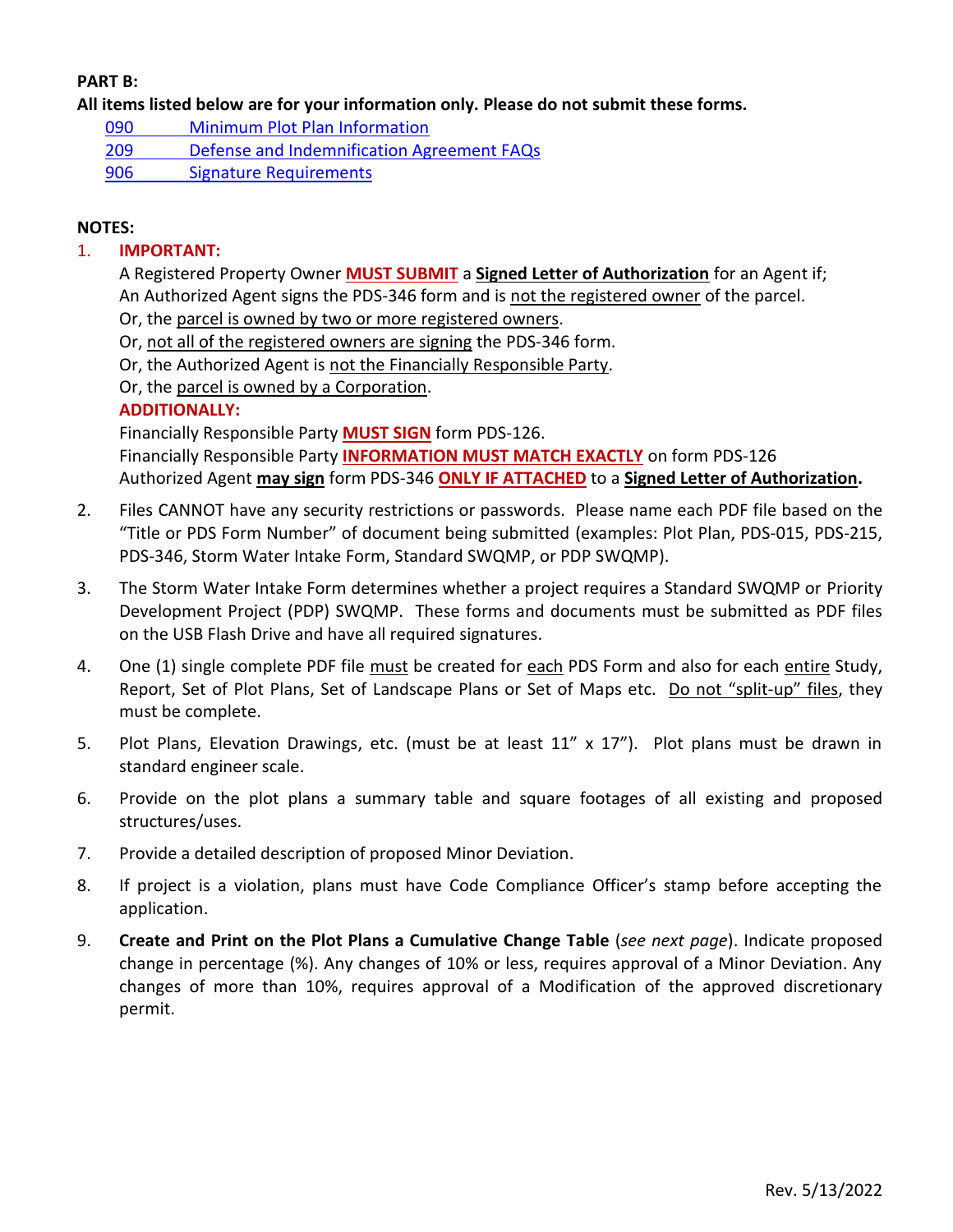**PART B:**

**All items listed below are for your information only. Please do not submit these forms.**

- 090 Minimum Plot Plan Information
- 209 Defense and Indemnification Agreement FAQs
- 906 Signature Requirements

**NOTES:**

1. **IMPORTANT:**

   A Registered Property Owner **MUST SUBMIT** a **Signed Letter of Authorization** for an Agent if;
   An Authorized Agent signs the PDS-346 form and is not the registered owner of the parcel.
   Or, the parcel is owned by two or more registered owners.
   Or, not all of the registered owners are signing the PDS-346 form.
   Or, the Authorized Agent is not the Financially Responsible Party.
   Or, the parcel is owned by a Corporation.

   **ADDITIONALLY:**

   Financially Responsible Party **MUST SIGN** form PDS-126.
   Financially Responsible Party **INFORMATION MUST MATCH EXACTLY** on form PDS-126
   Authorized Agent **may sign** form PDS-346 **ONLY IF ATTACHED** to a **Signed Letter of Authorization.**

2. Files CANNOT have any security restrictions or passwords. Please name each PDF file based on the "Title or PDS Form Number" of document being submitted (examples: Plot Plan, PDS-015, PDS-215, PDS-346, Storm Water Intake Form, Standard SWQMP, or PDP SWQMP).

3. The Storm Water Intake Form determines whether a project requires a Standard SWQMP or Priority Development Project (PDP) SWQMP. These forms and documents must be submitted as PDF files on the USB Flash Drive and have all required signatures.

4. One (1) single complete PDF file must be created for each PDS Form and also for each entire Study, Report, Set of Plot Plans, Set of Landscape Plans or Set of Maps etc. Do not "split-up" files, they must be complete.

5. Plot Plans, Elevation Drawings, etc. (must be at least 11" x 17"). Plot plans must be drawn in standard engineer scale.

6. Provide on the plot plans a summary table and square footages of all existing and proposed structures/uses.

7. Provide a detailed description of proposed Minor Deviation.

8. If project is a violation, plans must have Code Compliance Officer's stamp before accepting the application.

9. **Create and Print on the Plot Plans a Cumulative Change Table** (*see next page*). Indicate proposed change in percentage (%). Any changes of 10% or less, requires approval of a Minor Deviation. Any changes of more than 10%, requires approval of a Modification of the approved discretionary permit.

Rev. 5/13/2022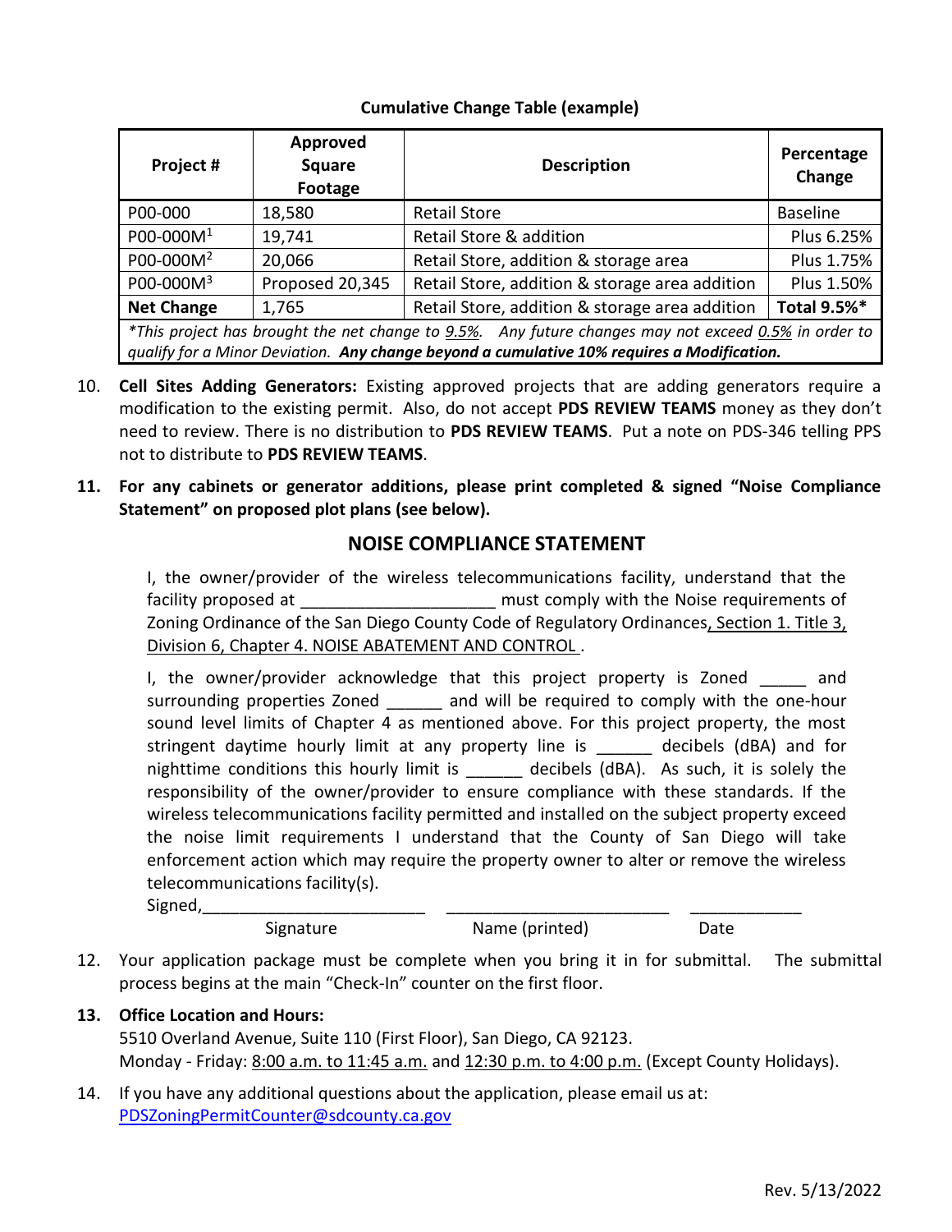**Cumulative Change Table (example)**

| Project # | Approved Square Footage | Description | Percentage Change |
|---|---|---|---|
| P00-000 | 18,580 | Retail Store | Baseline |
| P00-000M[1] | 19,741 | Retail Store & addition | Plus 6.25% |
| P00-000M[2] | 20,066 | Retail Store, addition & storage area | Plus 1.75% |
| P00-000M[3] | Proposed 20,345 | Retail Store, addition & storage area addition | Plus 1.50% |
| **Net Change** | 1,765 | Retail Store, addition & storage area addition | **Total 9.5%*** |
| *\*This project has brought the net change to 9.5%. Any future changes may not exceed 0.5% in order to qualify for a Minor Deviation.* ***Any change beyond a cumulative 10% requires a Modification.*** | | | |

10. **Cell Sites Adding Generators:** Existing approved projects that are adding generators require a modification to the existing permit. Also, do not accept **PDS REVIEW TEAMS** money as they don't need to review. There is no distribution to **PDS REVIEW TEAMS**. Put a note on PDS-346 telling PPS not to distribute to **PDS REVIEW TEAMS**.

11. **For any cabinets or generator additions, please print completed & signed "Noise Compliance Statement" on proposed plot plans (see below).**

## NOISE COMPLIANCE STATEMENT

I, the owner/provider of the wireless telecommunications facility, understand that the facility proposed at ____________________ must comply with the Noise requirements of Zoning Ordinance of the San Diego County Code of Regulatory Ordinances<u>, Section 1. Title 3, Division 6, Chapter 4. NOISE ABATEMENT AND CONTROL </u>.

I, the owner/provider acknowledge that this project property is Zoned _____ and surrounding properties Zoned ______ and will be required to comply with the one-hour sound level limits of Chapter 4 as mentioned above. For this project property, the most stringent daytime hourly limit at any property line is ______ decibels (dBA) and for nighttime conditions this hourly limit is ______ decibels (dBA). As such, it is solely the responsibility of the owner/provider to ensure compliance with these standards. If the wireless telecommunications facility permitted and installed on the subject property exceed the noise limit requirements I understand that the County of San Diego will take enforcement action which may require the property owner to alter or remove the wireless telecommunications facility(s).

Signed,________________________ ________________________ ____________

Signature Name (printed) Date

12. Your application package must be complete when you bring it in for submittal. The submittal process begins at the main "Check-In" counter on the first floor.

13. **Office Location and Hours:**
    5510 Overland Avenue, Suite 110 (First Floor), San Diego, CA 92123.
    Monday - Friday: <u>8:00 a.m. to 11:45 a.m.</u> and <u>12:30 p.m. to 4:00 p.m.</u> (Except County Holidays).

14. If you have any additional questions about the application, please email us at: PDSZoningPermitCounter@sdcounty.ca.gov

Rev. 5/13/2022